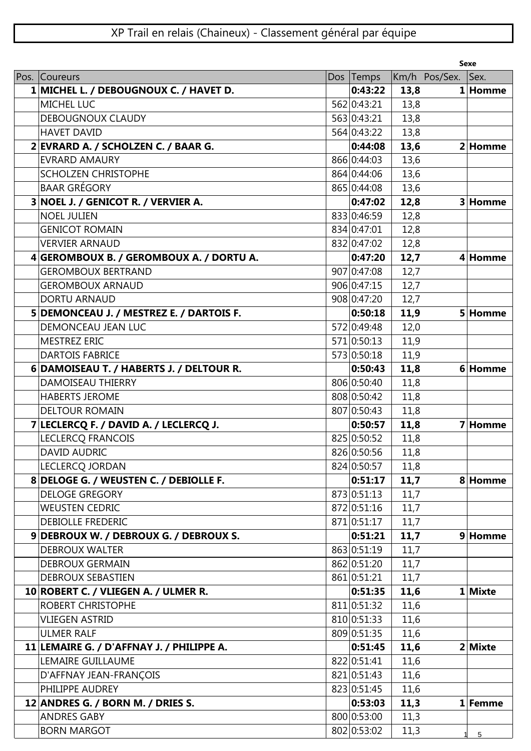# XP Trail en relais (Chaineux) - Classement général par équipe

| Pos. | Coureurs | Dos | Temps | Km/h | Pos/Sex. | Sexe Sex. |
|---|---|---|---|---|---|---|
| **1** | **MICHEL L. / DEBOUGNOUX C. / HAVET D.** | | **0:43:22** | **13,8** | **1** | **Homme** |
| | MICHEL LUC | 562 | 0:43:21 | 13,8 | | |
| | DEBOUGNOUX CLAUDY | 563 | 0:43:21 | 13,8 | | |
| | HAVET DAVID | 564 | 0:43:22 | 13,8 | | |
| **2** | **EVRARD A. / SCHOLZEN C. / BAAR G.** | | **0:44:08** | **13,6** | **2** | **Homme** |
| | EVRARD AMAURY | 866 | 0:44:03 | 13,6 | | |
| | SCHOLZEN CHRISTOPHE | 864 | 0:44:06 | 13,6 | | |
| | BAAR GRÉGORY | 865 | 0:44:08 | 13,6 | | |
| **3** | **NOEL J. / GENICOT R. / VERVIER A.** | | **0:47:02** | **12,8** | **3** | **Homme** |
| | NOEL JULIEN | 833 | 0:46:59 | 12,8 | | |
| | GENICOT ROMAIN | 834 | 0:47:01 | 12,8 | | |
| | VERVIER ARNAUD | 832 | 0:47:02 | 12,8 | | |
| **4** | **GEROMBOUX B. / GEROMBOUX A. / DORTU A.** | | **0:47:20** | **12,7** | **4** | **Homme** |
| | GEROMBOUX BERTRAND | 907 | 0:47:08 | 12,7 | | |
| | GEROMBOUX ARNAUD | 906 | 0:47:15 | 12,7 | | |
| | DORTU ARNAUD | 908 | 0:47:20 | 12,7 | | |
| **5** | **DEMONCEAU J. / MESTREZ E. / DARTOIS F.** | | **0:50:18** | **11,9** | **5** | **Homme** |
| | DEMONCEAU JEAN LUC | 572 | 0:49:48 | 12,0 | | |
| | MESTREZ ERIC | 571 | 0:50:13 | 11,9 | | |
| | DARTOIS FABRICE | 573 | 0:50:18 | 11,9 | | |
| **6** | **DAMOISEAU T. / HABERTS J. / DELTOUR R.** | | **0:50:43** | **11,8** | **6** | **Homme** |
| | DAMOISEAU THIERRY | 806 | 0:50:40 | 11,8 | | |
| | HABERTS JEROME | 808 | 0:50:42 | 11,8 | | |
| | DELTOUR ROMAIN | 807 | 0:50:43 | 11,8 | | |
| **7** | **LECLERCQ F. / DAVID A. / LECLERCQ J.** | | **0:50:57** | **11,8** | **7** | **Homme** |
| | LECLERCQ FRANCOIS | 825 | 0:50:52 | 11,8 | | |
| | DAVID AUDRIC | 826 | 0:50:56 | 11,8 | | |
| | LECLERCQ JORDAN | 824 | 0:50:57 | 11,8 | | |
| **8** | **DELOGE G. / WEUSTEN C. / DEBIOLLE F.** | | **0:51:17** | **11,7** | **8** | **Homme** |
| | DELOGE GREGORY | 873 | 0:51:13 | 11,7 | | |
| | WEUSTEN CEDRIC | 872 | 0:51:16 | 11,7 | | |
| | DEBIOLLE FREDERIC | 871 | 0:51:17 | 11,7 | | |
| **9** | **DEBROUX W. / DEBROUX G. / DEBROUX S.** | | **0:51:21** | **11,7** | **9** | **Homme** |
| | DEBROUX WALTER | 863 | 0:51:19 | 11,7 | | |
| | DEBROUX GERMAIN | 862 | 0:51:20 | 11,7 | | |
| | DEBROUX SEBASTIEN | 861 | 0:51:21 | 11,7 | | |
| **10** | **ROBERT C. / VLIEGEN A. / ULMER R.** | | **0:51:35** | **11,6** | **1** | **Mixte** |
| | ROBERT CHRISTOPHE | 811 | 0:51:32 | 11,6 | | |
| | VLIEGEN ASTRID | 810 | 0:51:33 | 11,6 | | |
| | ULMER RALF | 809 | 0:51:35 | 11,6 | | |
| **11** | **LEMAIRE G. / D'AFFNAY J. / PHILIPPE A.** | | **0:51:45** | **11,6** | **2** | **Mixte** |
| | LEMAIRE GUILLAUME | 822 | 0:51:41 | 11,6 | | |
| | D'AFFNAY JEAN-FRANÇOIS | 821 | 0:51:43 | 11,6 | | |
| | PHILIPPE AUDREY | 823 | 0:51:45 | 11,6 | | |
| **12** | **ANDRES G. / BORN M. / DRIES S.** | | **0:53:03** | **11,3** | **1** | **Femme** |
| | ANDRES GABY | 800 | 0:53:00 | 11,3 | | |
| | BORN MARGOT | 802 | 0:53:02 | 11,3 | | |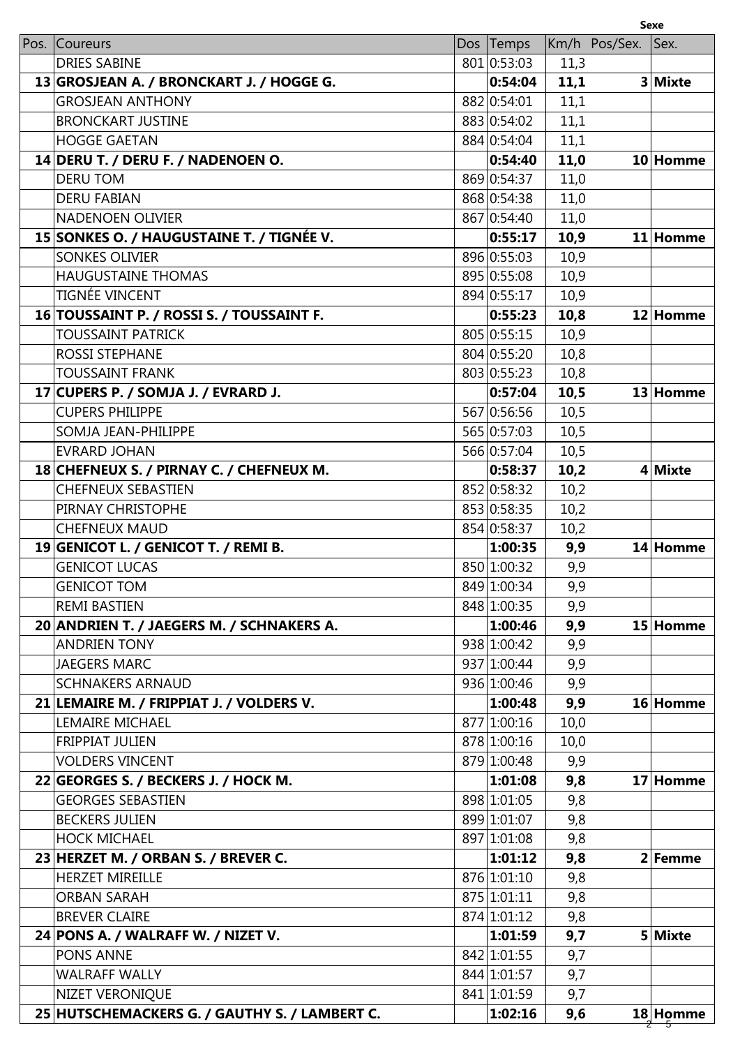| Pos. | Coureurs | Dos | Temps | Km/h | Pos/Sex. | Sex. |
|---|---|---|---|---|---|---|
| | DRIES SABINE | 801 | 0:53:03 | 11,3 | | |
| **13** | **GROSJEAN A. / BRONCKART J. / HOGGE G.** | | **0:54:04** | **11,1** | **3** | **Mixte** |
| | GROSJEAN ANTHONY | 882 | 0:54:01 | 11,1 | | |
| | BRONCKART JUSTINE | 883 | 0:54:02 | 11,1 | | |
| | HOGGE GAETAN | 884 | 0:54:04 | 11,1 | | |
| **14** | **DERU T. / DERU F. / NADENOEN O.** | | **0:54:40** | **11,0** | **10** | **Homme** |
| | DERU TOM | 869 | 0:54:37 | 11,0 | | |
| | DERU FABIAN | 868 | 0:54:38 | 11,0 | | |
| | NADENOEN OLIVIER | 867 | 0:54:40 | 11,0 | | |
| **15** | **SONKES O. / HAUGUSTAINE T. / TIGNÉE V.** | | **0:55:17** | **10,9** | **11** | **Homme** |
| | SONKES OLIVIER | 896 | 0:55:03 | 10,9 | | |
| | HAUGUSTAINE THOMAS | 895 | 0:55:08 | 10,9 | | |
| | TIGNÉE VINCENT | 894 | 0:55:17 | 10,9 | | |
| **16** | **TOUSSAINT P. / ROSSI S. / TOUSSAINT F.** | | **0:55:23** | **10,8** | **12** | **Homme** |
| | TOUSSAINT PATRICK | 805 | 0:55:15 | 10,9 | | |
| | ROSSI STEPHANE | 804 | 0:55:20 | 10,8 | | |
| | TOUSSAINT FRANK | 803 | 0:55:23 | 10,8 | | |
| **17** | **CUPERS P. / SOMJA J. / EVRARD J.** | | **0:57:04** | **10,5** | **13** | **Homme** |
| | CUPERS PHILIPPE | 567 | 0:56:56 | 10,5 | | |
| | SOMJA JEAN-PHILIPPE | 565 | 0:57:03 | 10,5 | | |
| | EVRARD JOHAN | 566 | 0:57:04 | 10,5 | | |
| **18** | **CHEFNEUX S. / PIRNAY C. / CHEFNEUX M.** | | **0:58:37** | **10,2** | **4** | **Mixte** |
| | CHEFNEUX SEBASTIEN | 852 | 0:58:32 | 10,2 | | |
| | PIRNAY CHRISTOPHE | 853 | 0:58:35 | 10,2 | | |
| | CHEFNEUX MAUD | 854 | 0:58:37 | 10,2 | | |
| **19** | **GENICOT L. / GENICOT T. / REMI B.** | | **1:00:35** | **9,9** | **14** | **Homme** |
| | GENICOT LUCAS | 850 | 1:00:32 | 9,9 | | |
| | GENICOT TOM | 849 | 1:00:34 | 9,9 | | |
| | REMI BASTIEN | 848 | 1:00:35 | 9,9 | | |
| **20** | **ANDRIEN T. / JAEGERS M. / SCHNAKERS A.** | | **1:00:46** | **9,9** | **15** | **Homme** |
| | ANDRIEN TONY | 938 | 1:00:42 | 9,9 | | |
| | JAEGERS MARC | 937 | 1:00:44 | 9,9 | | |
| | SCHNAKERS ARNAUD | 936 | 1:00:46 | 9,9 | | |
| **21** | **LEMAIRE M. / FRIPPIAT J. / VOLDERS V.** | | **1:00:48** | **9,9** | **16** | **Homme** |
| | LEMAIRE MICHAEL | 877 | 1:00:16 | 10,0 | | |
| | FRIPPIAT JULIEN | 878 | 1:00:16 | 10,0 | | |
| | VOLDERS VINCENT | 879 | 1:00:48 | 9,9 | | |
| **22** | **GEORGES S. / BECKERS J. / HOCK M.** | | **1:01:08** | **9,8** | **17** | **Homme** |
| | GEORGES SEBASTIEN | 898 | 1:01:05 | 9,8 | | |
| | BECKERS JULIEN | 899 | 1:01:07 | 9,8 | | |
| | HOCK MICHAEL | 897 | 1:01:08 | 9,8 | | |
| **23** | **HERZET M. / ORBAN S. / BREVER C.** | | **1:01:12** | **9,8** | **2** | **Femme** |
| | HERZET MIREILLE | 876 | 1:01:10 | 9,8 | | |
| | ORBAN SARAH | 875 | 1:01:11 | 9,8 | | |
| | BREVER CLAIRE | 874 | 1:01:12 | 9,8 | | |
| **24** | **PONS A. / WALRAFF W. / NIZET V.** | | **1:01:59** | **9,7** | **5** | **Mixte** |
| | PONS ANNE | 842 | 1:01:55 | 9,7 | | |
| | WALRAFF WALLY | 844 | 1:01:57 | 9,7 | | |
| | NIZET VERONIQUE | 841 | 1:01:59 | 9,7 | | |
| **25** | **HUTSCHEMACKERS G. / GAUTHY S. / LAMBERT C.** | | **1:02:16** | **9,6** | **18** | **Homme** |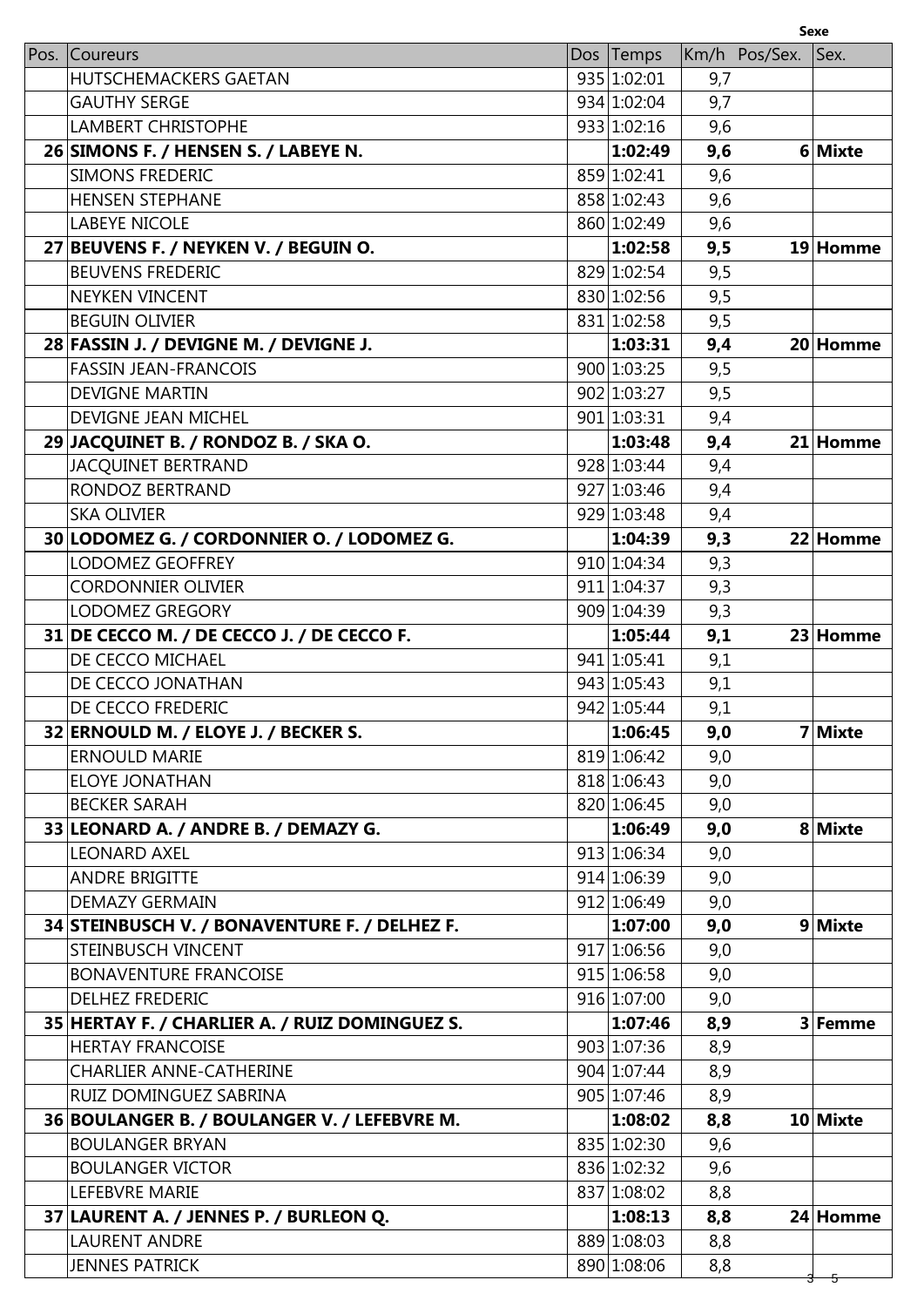| Pos. | Coureurs | Dos | Temps | Km/h | Pos/Sex. | Sex. |
|---|---|---|---|---|---|---|
| | HUTSCHEMACKERS GAETAN | 935 | 1:02:01 | 9,7 | | |
| | GAUTHY SERGE | 934 | 1:02:04 | 9,7 | | |
| | LAMBERT CHRISTOPHE | 933 | 1:02:16 | 9,6 | | |
| **26** | **SIMONS F. / HENSEN S. / LABEYE N.** | | **1:02:49** | **9,6** | **6** | **Mixte** |
| | SIMONS FREDERIC | 859 | 1:02:41 | 9,6 | | |
| | HENSEN STEPHANE | 858 | 1:02:43 | 9,6 | | |
| | LABEYE NICOLE | 860 | 1:02:49 | 9,6 | | |
| **27** | **BEUVENS F. / NEYKEN V. / BEGUIN O.** | | **1:02:58** | **9,5** | **19** | **Homme** |
| | BEUVENS FREDERIC | 829 | 1:02:54 | 9,5 | | |
| | NEYKEN VINCENT | 830 | 1:02:56 | 9,5 | | |
| | BEGUIN OLIVIER | 831 | 1:02:58 | 9,5 | | |
| **28** | **FASSIN J. / DEVIGNE M. / DEVIGNE J.** | | **1:03:31** | **9,4** | **20** | **Homme** |
| | FASSIN JEAN-FRANCOIS | 900 | 1:03:25 | 9,5 | | |
| | DEVIGNE MARTIN | 902 | 1:03:27 | 9,5 | | |
| | DEVIGNE JEAN MICHEL | 901 | 1:03:31 | 9,4 | | |
| **29** | **JACQUINET B. / RONDOZ B. / SKA O.** | | **1:03:48** | **9,4** | **21** | **Homme** |
| | JACQUINET BERTRAND | 928 | 1:03:44 | 9,4 | | |
| | RONDOZ BERTRAND | 927 | 1:03:46 | 9,4 | | |
| | SKA OLIVIER | 929 | 1:03:48 | 9,4 | | |
| **30** | **LODOMEZ G. / CORDONNIER O. / LODOMEZ G.** | | **1:04:39** | **9,3** | **22** | **Homme** |
| | LODOMEZ GEOFFREY | 910 | 1:04:34 | 9,3 | | |
| | CORDONNIER OLIVIER | 911 | 1:04:37 | 9,3 | | |
| | LODOMEZ GREGORY | 909 | 1:04:39 | 9,3 | | |
| **31** | **DE CECCO M. / DE CECCO J. / DE CECCO F.** | | **1:05:44** | **9,1** | **23** | **Homme** |
| | DE CECCO MICHAEL | 941 | 1:05:41 | 9,1 | | |
| | DE CECCO JONATHAN | 943 | 1:05:43 | 9,1 | | |
| | DE CECCO FREDERIC | 942 | 1:05:44 | 9,1 | | |
| **32** | **ERNOULD M. / ELOYE J. / BECKER S.** | | **1:06:45** | **9,0** | **7** | **Mixte** |
| | ERNOULD MARIE | 819 | 1:06:42 | 9,0 | | |
| | ELOYE JONATHAN | 818 | 1:06:43 | 9,0 | | |
| | BECKER SARAH | 820 | 1:06:45 | 9,0 | | |
| **33** | **LEONARD A. / ANDRE B. / DEMAZY G.** | | **1:06:49** | **9,0** | **8** | **Mixte** |
| | LEONARD AXEL | 913 | 1:06:34 | 9,0 | | |
| | ANDRE BRIGITTE | 914 | 1:06:39 | 9,0 | | |
| | DEMAZY GERMAIN | 912 | 1:06:49 | 9,0 | | |
| **34** | **STEINBUSCH V. / BONAVENTURE F. / DELHEZ F.** | | **1:07:00** | **9,0** | **9** | **Mixte** |
| | STEINBUSCH VINCENT | 917 | 1:06:56 | 9,0 | | |
| | BONAVENTURE FRANCOISE | 915 | 1:06:58 | 9,0 | | |
| | DELHEZ FREDERIC | 916 | 1:07:00 | 9,0 | | |
| **35** | **HERTAY F. / CHARLIER A. / RUIZ DOMINGUEZ S.** | | **1:07:46** | **8,9** | **3** | **Femme** |
| | HERTAY FRANCOISE | 903 | 1:07:36 | 8,9 | | |
| | CHARLIER ANNE-CATHERINE | 904 | 1:07:44 | 8,9 | | |
| | RUIZ DOMINGUEZ SABRINA | 905 | 1:07:46 | 8,9 | | |
| **36** | **BOULANGER B. / BOULANGER V. / LEFEBVRE M.** | | **1:08:02** | **8,8** | **10** | **Mixte** |
| | BOULANGER BRYAN | 835 | 1:02:30 | 9,6 | | |
| | BOULANGER VICTOR | 836 | 1:02:32 | 9,6 | | |
| | LEFEBVRE MARIE | 837 | 1:08:02 | 8,8 | | |
| **37** | **LAURENT A. / JENNES P. / BURLEON Q.** | | **1:08:13** | **8,8** | **24** | **Homme** |
| | LAURENT ANDRE | 889 | 1:08:03 | 8,8 | | |
| | JENNES PATRICK | 890 | 1:08:06 | 8,8 | | |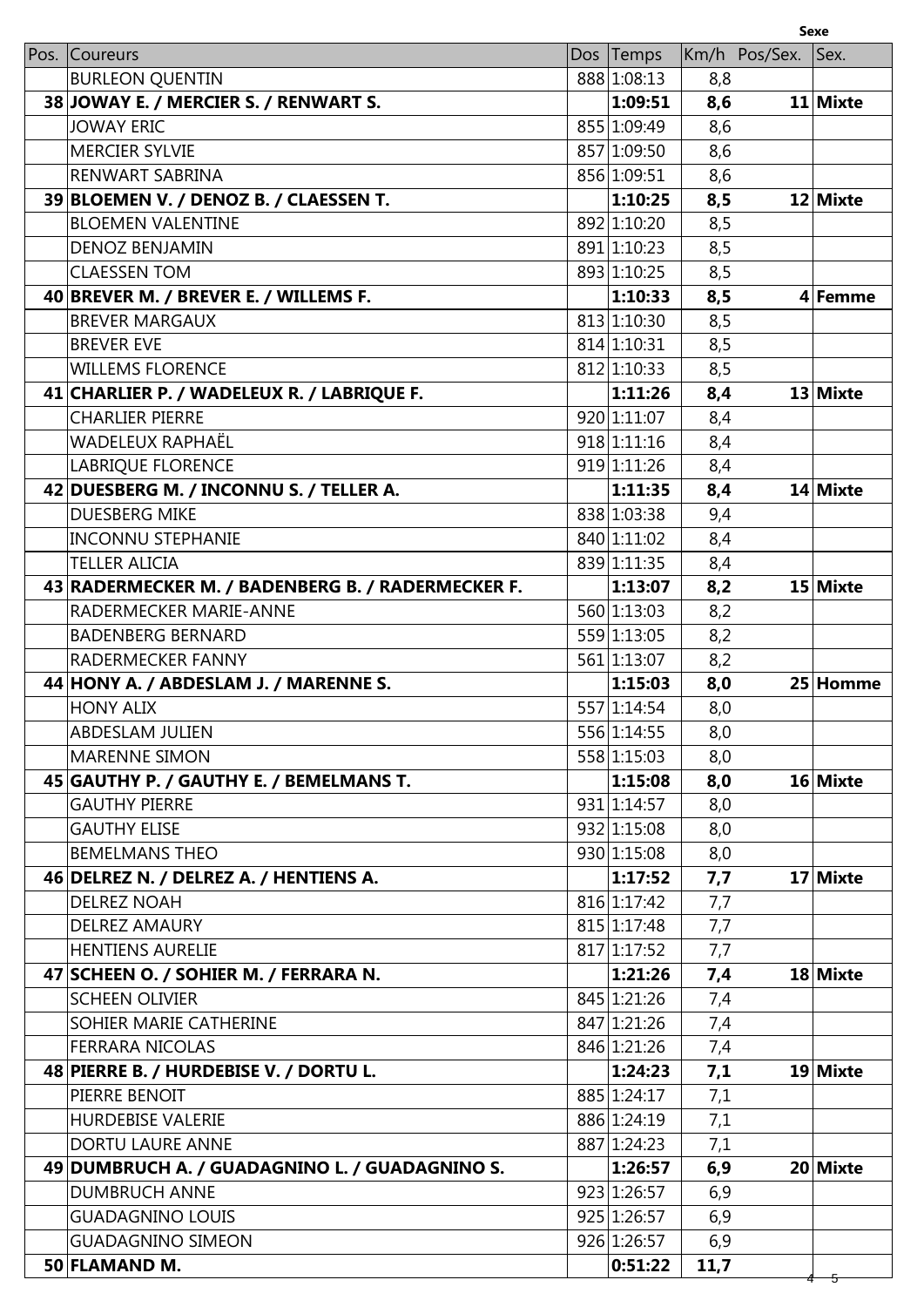| Pos. | Coureurs | Dos | Temps | Km/h | Pos/Sex. | Sex. |
|---|---|---|---|---|---|---|
| | BURLEON QUENTIN | 888 | 1:08:13 | 8,8 | | |
| **38** | **JOWAY E. / MERCIER S. / RENWART S.** | | **1:09:51** | **8,6** | **11** | **Mixte** |
| | JOWAY ERIC | 855 | 1:09:49 | 8,6 | | |
| | MERCIER SYLVIE | 857 | 1:09:50 | 8,6 | | |
| | RENWART SABRINA | 856 | 1:09:51 | 8,6 | | |
| **39** | **BLOEMEN V. / DENOZ B. / CLAESSEN T.** | | **1:10:25** | **8,5** | **12** | **Mixte** |
| | BLOEMEN VALENTINE | 892 | 1:10:20 | 8,5 | | |
| | DENOZ BENJAMIN | 891 | 1:10:23 | 8,5 | | |
| | CLAESSEN TOM | 893 | 1:10:25 | 8,5 | | |
| **40** | **BREVER M. / BREVER E. / WILLEMS F.** | | **1:10:33** | **8,5** | **4** | **Femme** |
| | BREVER MARGAUX | 813 | 1:10:30 | 8,5 | | |
| | BREVER EVE | 814 | 1:10:31 | 8,5 | | |
| | WILLEMS FLORENCE | 812 | 1:10:33 | 8,5 | | |
| **41** | **CHARLIER P. / WADELEUX R. / LABRIQUE F.** | | **1:11:26** | **8,4** | **13** | **Mixte** |
| | CHARLIER PIERRE | 920 | 1:11:07 | 8,4 | | |
| | WADELEUX RAPHAËL | 918 | 1:11:16 | 8,4 | | |
| | LABRIQUE FLORENCE | 919 | 1:11:26 | 8,4 | | |
| **42** | **DUESBERG M. / INCONNU S. / TELLER A.** | | **1:11:35** | **8,4** | **14** | **Mixte** |
| | DUESBERG MIKE | 838 | 1:03:38 | 9,4 | | |
| | INCONNU STEPHANIE | 840 | 1:11:02 | 8,4 | | |
| | TELLER ALICIA | 839 | 1:11:35 | 8,4 | | |
| **43** | **RADERMECKER M. / BADENBERG B. / RADERMECKER F.** | | **1:13:07** | **8,2** | **15** | **Mixte** |
| | RADERMECKER MARIE-ANNE | 560 | 1:13:03 | 8,2 | | |
| | BADENBERG BERNARD | 559 | 1:13:05 | 8,2 | | |
| | RADERMECKER FANNY | 561 | 1:13:07 | 8,2 | | |
| **44** | **HONY A. / ABDESLAM J. / MARENNE S.** | | **1:15:03** | **8,0** | **25** | **Homme** |
| | HONY ALIX | 557 | 1:14:54 | 8,0 | | |
| | ABDESLAM JULIEN | 556 | 1:14:55 | 8,0 | | |
| | MARENNE SIMON | 558 | 1:15:03 | 8,0 | | |
| **45** | **GAUTHY P. / GAUTHY E. / BEMELMANS T.** | | **1:15:08** | **8,0** | **16** | **Mixte** |
| | GAUTHY PIERRE | 931 | 1:14:57 | 8,0 | | |
| | GAUTHY ELISE | 932 | 1:15:08 | 8,0 | | |
| | BEMELMANS THEO | 930 | 1:15:08 | 8,0 | | |
| **46** | **DELREZ N. / DELREZ A. / HENTIENS A.** | | **1:17:52** | **7,7** | **17** | **Mixte** |
| | DELREZ NOAH | 816 | 1:17:42 | 7,7 | | |
| | DELREZ AMAURY | 815 | 1:17:48 | 7,7 | | |
| | HENTIENS AURELIE | 817 | 1:17:52 | 7,7 | | |
| **47** | **SCHEEN O. / SOHIER M. / FERRARA N.** | | **1:21:26** | **7,4** | **18** | **Mixte** |
| | SCHEEN OLIVIER | 845 | 1:21:26 | 7,4 | | |
| | SOHIER MARIE CATHERINE | 847 | 1:21:26 | 7,4 | | |
| | FERRARA NICOLAS | 846 | 1:21:26 | 7,4 | | |
| **48** | **PIERRE B. / HURDEBISE V. / DORTU L.** | | **1:24:23** | **7,1** | **19** | **Mixte** |
| | PIERRE BENOIT | 885 | 1:24:17 | 7,1 | | |
| | HURDEBISE VALERIE | 886 | 1:24:19 | 7,1 | | |
| | DORTU LAURE ANNE | 887 | 1:24:23 | 7,1 | | |
| **49** | **DUMBRUCH A. / GUADAGNINO L. / GUADAGNINO S.** | | **1:26:57** | **6,9** | **20** | **Mixte** |
| | DUMBRUCH ANNE | 923 | 1:26:57 | 6,9 | | |
| | GUADAGNINO LOUIS | 925 | 1:26:57 | 6,9 | | |
| | GUADAGNINO SIMEON | 926 | 1:26:57 | 6,9 | | |
| **50** | **FLAMAND M.** | | **0:51:22** | **11,7** | | |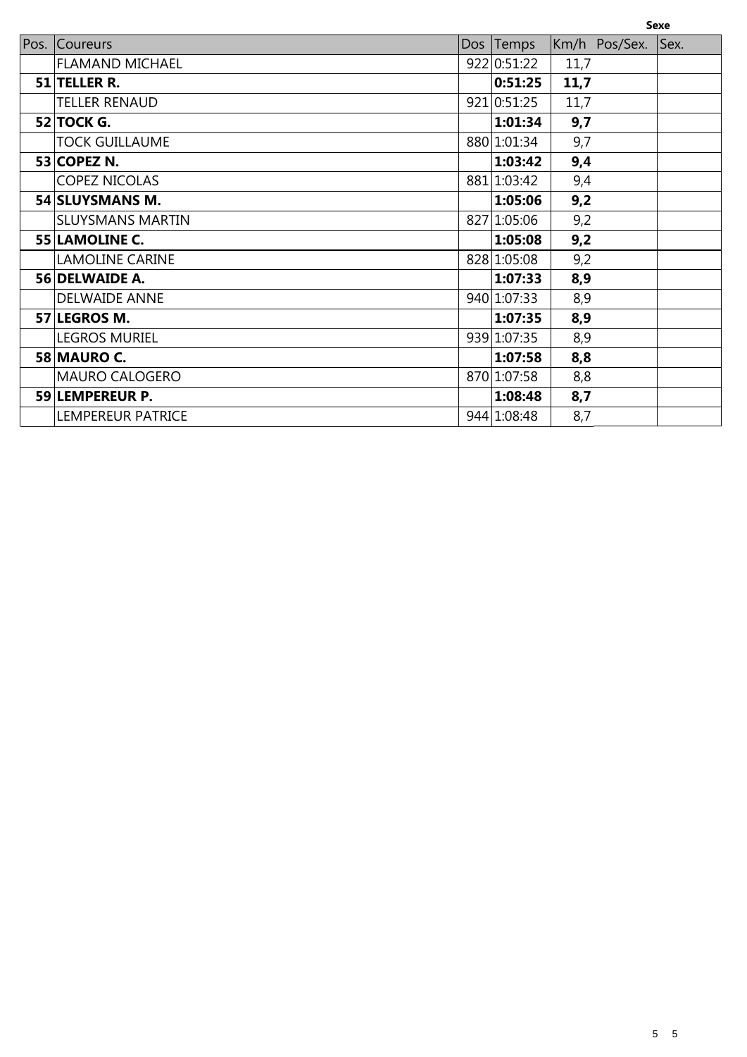| Pos. | Coureurs | Dos | Temps | Km/h | Pos/Sex. | Sex. |
|---|---|---|---|---|---|---|
| | FLAMAND MICHAEL | 922 | 0:51:22 | 11,7 | | |
| **51** | **TELLER R.** | | **0:51:25** | **11,7** | | |
| | TELLER RENAUD | 921 | 0:51:25 | 11,7 | | |
| **52** | **TOCK G.** | | **1:01:34** | **9,7** | | |
| | TOCK GUILLAUME | 880 | 1:01:34 | 9,7 | | |
| **53** | **COPEZ N.** | | **1:03:42** | **9,4** | | |
| | COPEZ NICOLAS | 881 | 1:03:42 | 9,4 | | |
| **54** | **SLUYSMANS M.** | | **1:05:06** | **9,2** | | |
| | SLUYSMANS MARTIN | 827 | 1:05:06 | 9,2 | | |
| **55** | **LAMOLINE C.** | | **1:05:08** | **9,2** | | |
| | LAMOLINE CARINE | 828 | 1:05:08 | 9,2 | | |
| **56** | **DELWAIDE A.** | | **1:07:33** | **8,9** | | |
| | DELWAIDE ANNE | 940 | 1:07:33 | 8,9 | | |
| **57** | **LEGROS M.** | | **1:07:35** | **8,9** | | |
| | LEGROS MURIEL | 939 | 1:07:35 | 8,9 | | |
| **58** | **MAURO C.** | | **1:07:58** | **8,8** | | |
| | MAURO CALOGERO | 870 | 1:07:58 | 8,8 | | |
| **59** | **LEMPEREUR P.** | | **1:08:48** | **8,7** | | |
| | LEMPEREUR PATRICE | 944 | 1:08:48 | 8,7 | | |